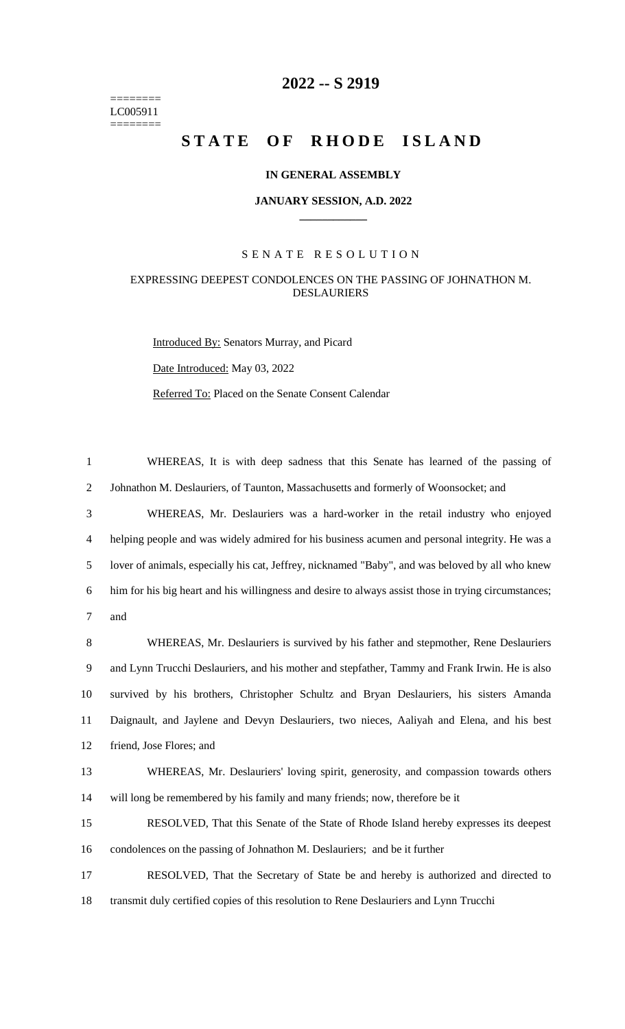========
LC005911
========

# 2022 -- S 2919

# STATE OF RHODE ISLAND

**IN GENERAL ASSEMBLY**

**JANUARY SESSION, A.D. 2022**

---

SENATE RESOLUTION

EXPRESSING DEEPEST CONDOLENCES ON THE PASSING OF JOHNATHON M. DESLAURIERS

Introduced By: Senators Murray, and Picard

Date Introduced: May 03, 2022

Referred To: Placed on the Senate Consent Calendar

1 WHEREAS, It is with deep sadness that this Senate has learned of the passing of
2 Johnathon M. Deslauriers, of Taunton, Massachusetts and formerly of Woonsocket; and
3 WHEREAS, Mr. Deslauriers was a hard-worker in the retail industry who enjoyed
4 helping people and was widely admired for his business acumen and personal integrity. He was a
5 lover of animals, especially his cat, Jeffrey, nicknamed "Baby", and was beloved by all who knew
6 him for his big heart and his willingness and desire to always assist those in trying circumstances;
7 and
8 WHEREAS, Mr. Deslauriers is survived by his father and stepmother, Rene Deslauriers
9 and Lynn Trucchi Deslauriers, and his mother and stepfather, Tammy and Frank Irwin. He is also
10 survived by his brothers, Christopher Schultz and Bryan Deslauriers, his sisters Amanda
11 Daignault, and Jaylene and Devyn Deslauriers, two nieces, Aaliyah and Elena, and his best
12 friend, Jose Flores; and
13 WHEREAS, Mr. Deslauriers' loving spirit, generosity, and compassion towards others
14 will long be remembered by his family and many friends; now, therefore be it
15 RESOLVED, That this Senate of the State of Rhode Island hereby expresses its deepest
16 condolences on the passing of Johnathon M. Deslauriers; and be it further
17 RESOLVED, That the Secretary of State be and hereby is authorized and directed to
18 transmit duly certified copies of this resolution to Rene Deslauriers and Lynn Trucchi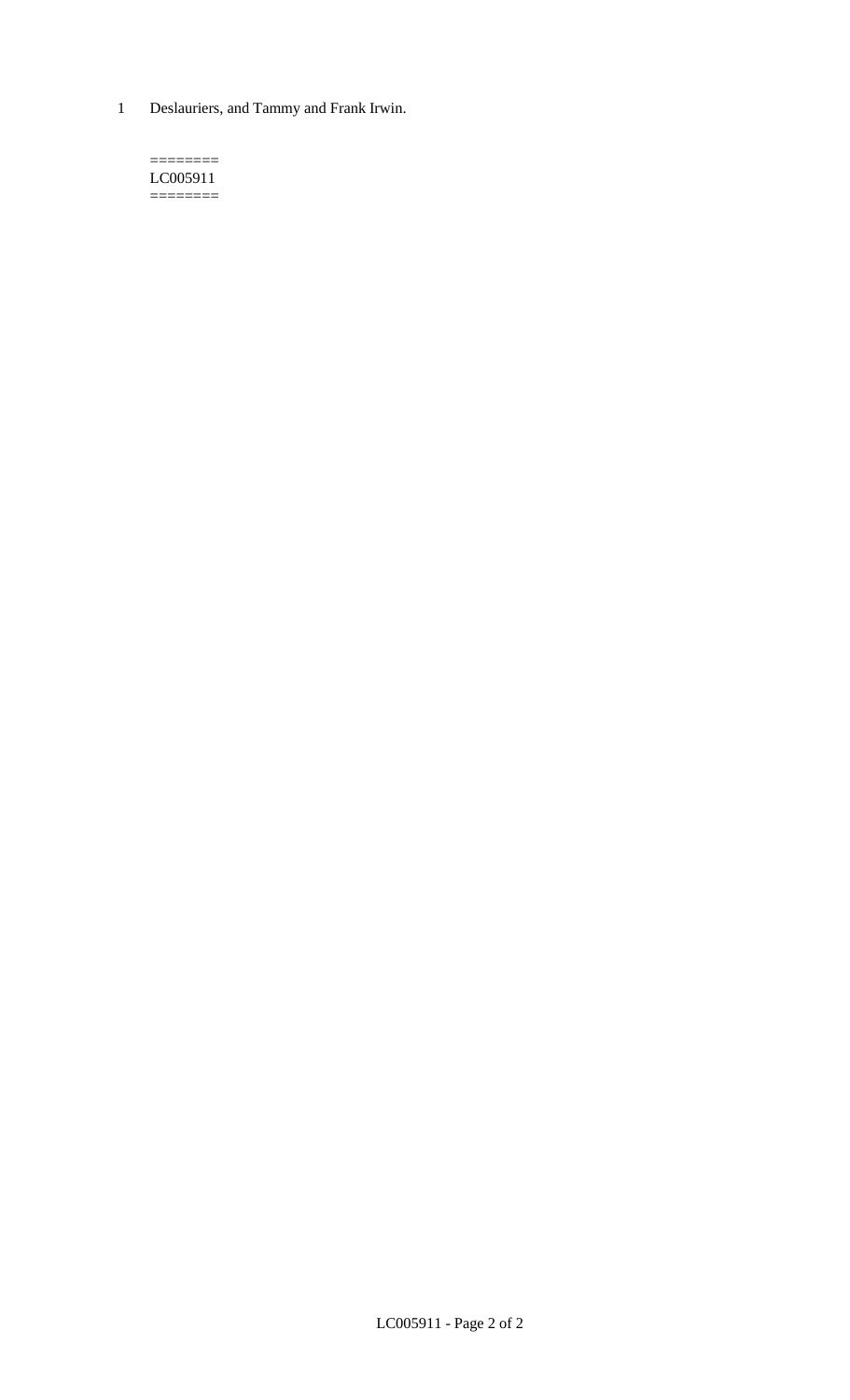Deslauriers, and Tammy and Frank Irwin.

========
LC005911
========